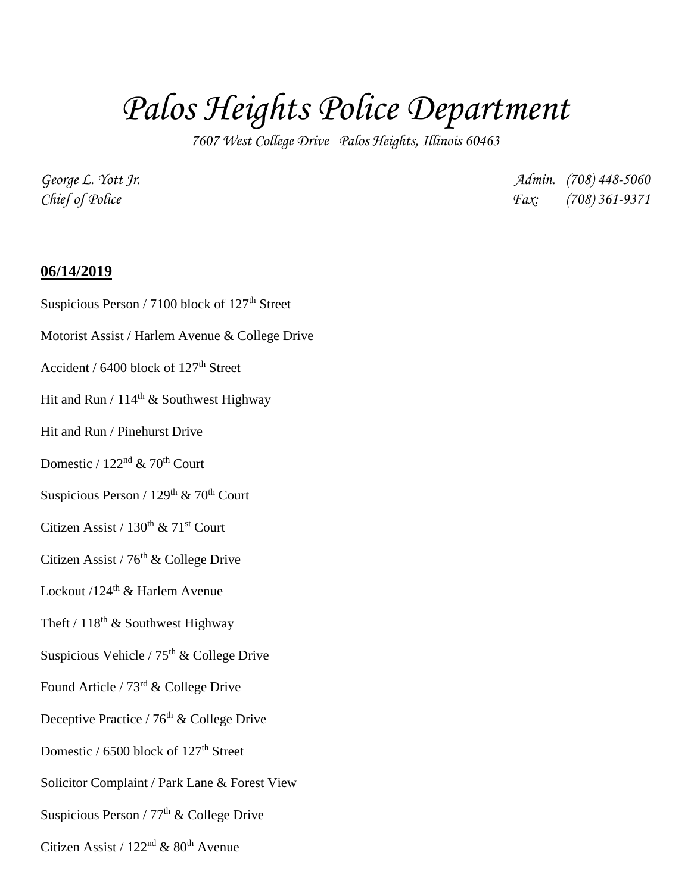# *Palos Heights Police Department*

*7607 West College Drive Palos Heights, Illinois 60463*

*George L. Yott Jr.* *Admin. (708) 448-5060*
*Chief of Police* *Fax: (708) 361-9371*

**06/14/2019**

Suspicious Person / 7100 block of 127th Street

Motorist Assist / Harlem Avenue & College Drive

Accident / 6400 block of 127th Street

Hit and Run / 114th & Southwest Highway

Hit and Run / Pinehurst Drive

Domestic / 122nd & 70th Court

Suspicious Person / 129th & 70th Court

Citizen Assist / 130th & 71st Court

Citizen Assist / 76th & College Drive

Lockout /124th & Harlem Avenue

Theft / 118th & Southwest Highway

Suspicious Vehicle / 75th & College Drive

Found Article / 73rd & College Drive

Deceptive Practice / 76th & College Drive

Domestic / 6500 block of 127th Street

Solicitor Complaint / Park Lane & Forest View

Suspicious Person / 77th & College Drive

Citizen Assist / 122nd & 80th Avenue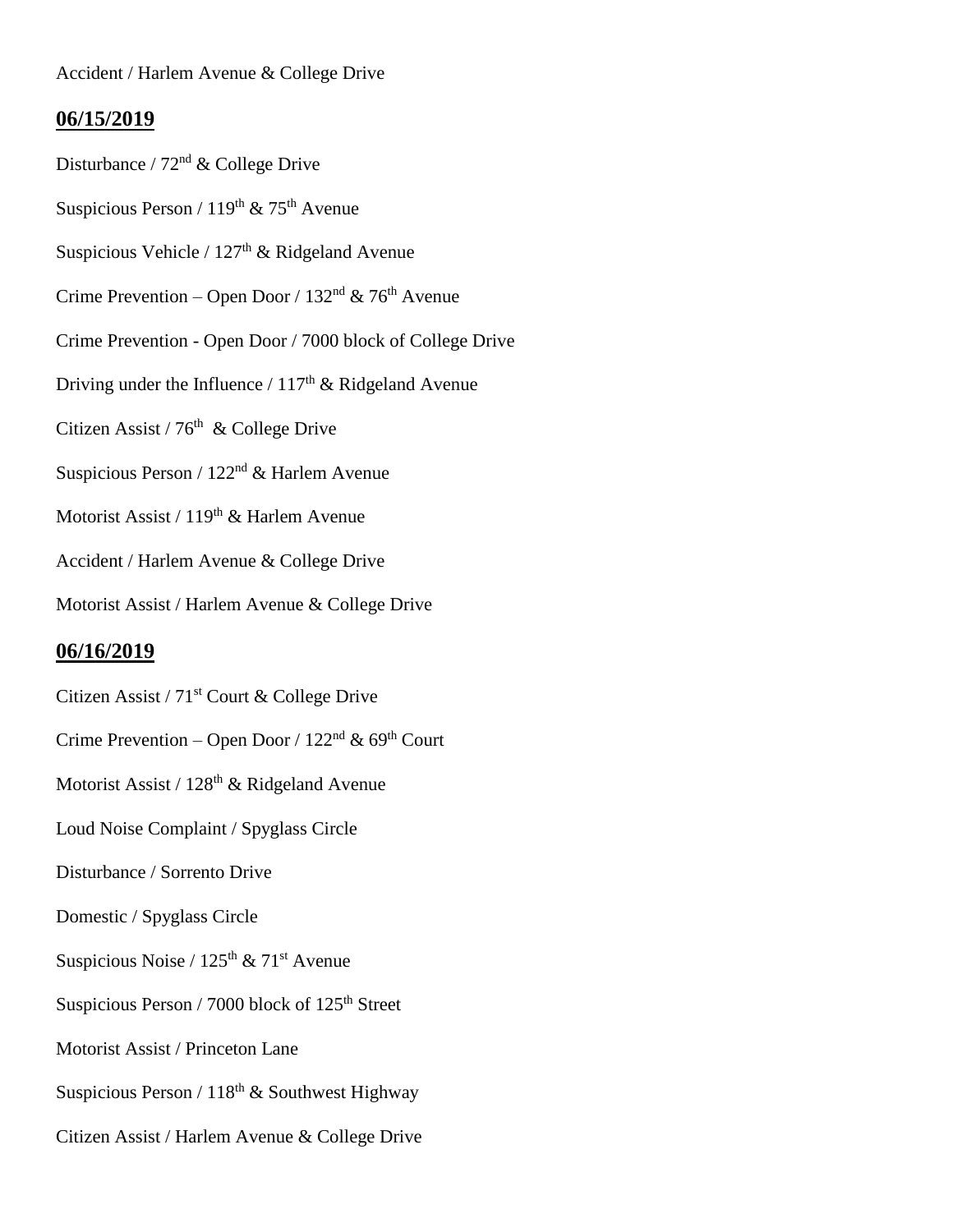Accident / Harlem Avenue & College Drive

## 06/15/2019

Disturbance / 72nd & College Drive

Suspicious Person / 119th & 75th Avenue

Suspicious Vehicle / 127th & Ridgeland Avenue

Crime Prevention – Open Door / 132nd & 76th Avenue

Crime Prevention - Open Door / 7000 block of College Drive

Driving under the Influence / 117th & Ridgeland Avenue

Citizen Assist / 76th & College Drive

Suspicious Person / 122nd & Harlem Avenue

Motorist Assist / 119th & Harlem Avenue

Accident / Harlem Avenue & College Drive

Motorist Assist / Harlem Avenue & College Drive

## 06/16/2019

Citizen Assist / 71st Court & College Drive

Crime Prevention – Open Door / 122nd & 69th Court

Motorist Assist / 128th & Ridgeland Avenue

Loud Noise Complaint / Spyglass Circle

Disturbance / Sorrento Drive

Domestic / Spyglass Circle

Suspicious Noise / 125th & 71st Avenue

Suspicious Person / 7000 block of 125th Street

Motorist Assist / Princeton Lane

Suspicious Person / 118th & Southwest Highway

Citizen Assist / Harlem Avenue & College Drive